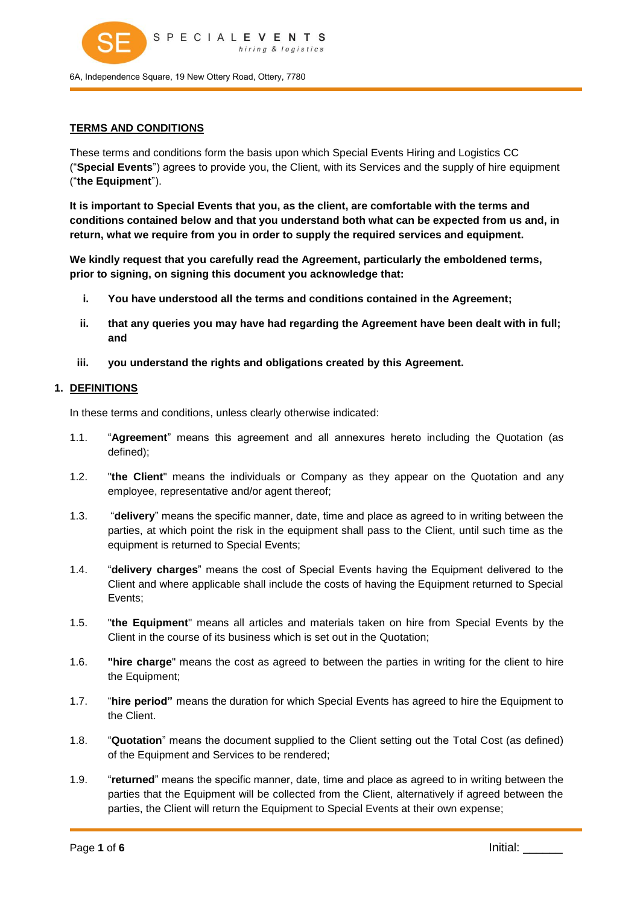SPECIALEVENTS hiring & logistics

6A, Independence Square, 19 New Ottery Road, Ottery, 7780

# TERMS AND CONDITIONS

These terms and conditions form the basis upon which Special Events Hiring and Logistics CC ("**Special Events**") agrees to provide you, the Client, with its Services and the supply of hire equipment ("**the Equipment**").

**It is important to Special Events that you, as the client, are comfortable with the terms and conditions contained below and that you understand both what can be expected from us and, in return, what we require from you in order to supply the required services and equipment.**

**We kindly request that you carefully read the Agreement, particularly the emboldened terms, prior to signing, on signing this document you acknowledge that:**

- i. **You have understood all the terms and conditions contained in the Agreement;**
- ii. **that any queries you may have had regarding the Agreement have been dealt with in full; and**
- iii. **you understand the rights and obligations created by this Agreement.**

## 1. DEFINITIONS

In these terms and conditions, unless clearly otherwise indicated:

1.1. "**Agreement**" means this agreement and all annexures hereto including the Quotation (as defined);

1.2. "**the Client**" means the individuals or Company as they appear on the Quotation and any employee, representative and/or agent thereof;

1.3. "**delivery**" means the specific manner, date, time and place as agreed to in writing between the parties, at which point the risk in the equipment shall pass to the Client, until such time as the equipment is returned to Special Events;

1.4. "**delivery charges**" means the cost of Special Events having the Equipment delivered to the Client and where applicable shall include the costs of having the Equipment returned to Special Events;

1.5. "**the Equipment**" means all articles and materials taken on hire from Special Events by the Client in the course of its business which is set out in the Quotation;

1.6. **"hire charge**" means the cost as agreed to between the parties in writing for the client to hire the Equipment;

1.7. "**hire period"** means the duration for which Special Events has agreed to hire the Equipment to the Client.

1.8. "**Quotation**" means the document supplied to the Client setting out the Total Cost (as defined) of the Equipment and Services to be rendered;

1.9. "**returned**" means the specific manner, date, time and place as agreed to in writing between the parties that the Equipment will be collected from the Client, alternatively if agreed between the parties, the Client will return the Equipment to Special Events at their own expense;

Initial: ______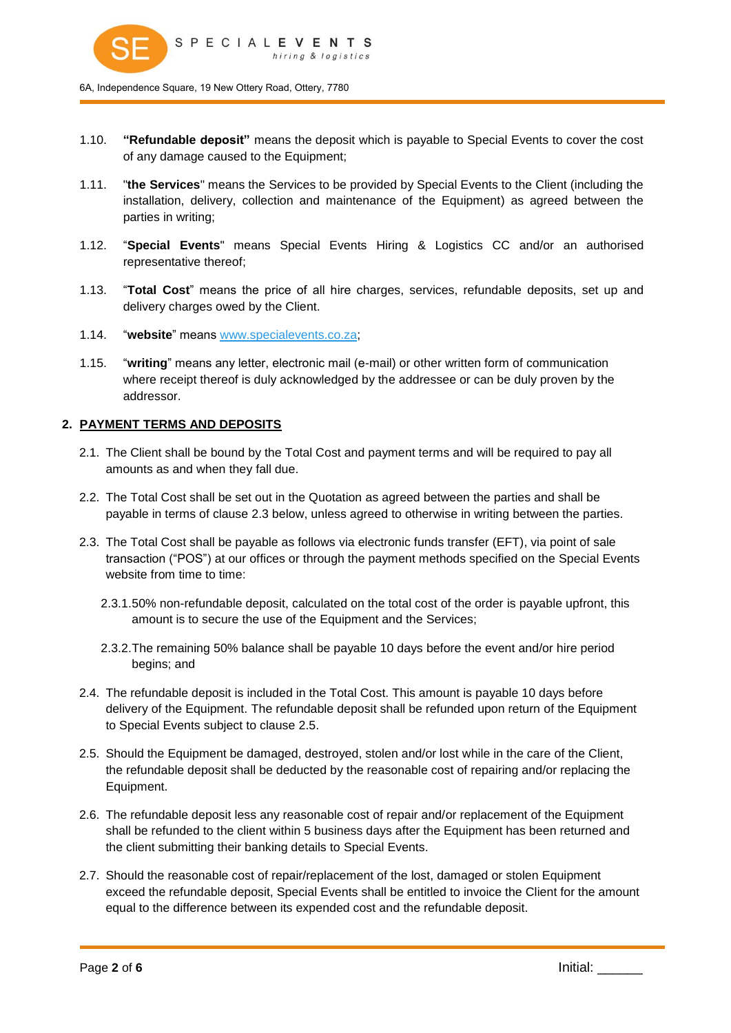1.10. **"Refundable deposit"** means the deposit which is payable to Special Events to cover the cost of any damage caused to the Equipment;

1.11. "**the Services**" means the Services to be provided by Special Events to the Client (including the installation, delivery, collection and maintenance of the Equipment) as agreed between the parties in writing;

1.12. "**Special Events**" means Special Events Hiring & Logistics CC and/or an authorised representative thereof;

1.13. "**Total Cost**" means the price of all hire charges, services, refundable deposits, set up and delivery charges owed by the Client.

1.14. "**website**" means [www.specialevents.co.za](http://www.specialevents.co.za);

1.15. "**writing**" means any letter, electronic mail (e-mail) or other written form of communication where receipt thereof is duly acknowledged by the addressee or can be duly proven by the addressor.

## 2. PAYMENT TERMS AND DEPOSITS

2.1. The Client shall be bound by the Total Cost and payment terms and will be required to pay all amounts as and when they fall due.

2.2. The Total Cost shall be set out in the Quotation as agreed between the parties and shall be payable in terms of clause 2.3 below, unless agreed to otherwise in writing between the parties.

2.3. The Total Cost shall be payable as follows via electronic funds transfer (EFT), via point of sale transaction ("POS") at our offices or through the payment methods specified on the Special Events website from time to time:

2.3.1. 50% non-refundable deposit, calculated on the total cost of the order is payable upfront, this amount is to secure the use of the Equipment and the Services;

2.3.2. The remaining 50% balance shall be payable 10 days before the event and/or hire period begins; and

2.4. The refundable deposit is included in the Total Cost. This amount is payable 10 days before delivery of the Equipment. The refundable deposit shall be refunded upon return of the Equipment to Special Events subject to clause 2.5.

2.5. Should the Equipment be damaged, destroyed, stolen and/or lost while in the care of the Client, the refundable deposit shall be deducted by the reasonable cost of repairing and/or replacing the Equipment.

2.6. The refundable deposit less any reasonable cost of repair and/or replacement of the Equipment shall be refunded to the client within 5 business days after the Equipment has been returned and the client submitting their banking details to Special Events.

2.7. Should the reasonable cost of repair/replacement of the lost, damaged or stolen Equipment exceed the refundable deposit, Special Events shall be entitled to invoice the Client for the amount equal to the difference between its expended cost and the refundable deposit.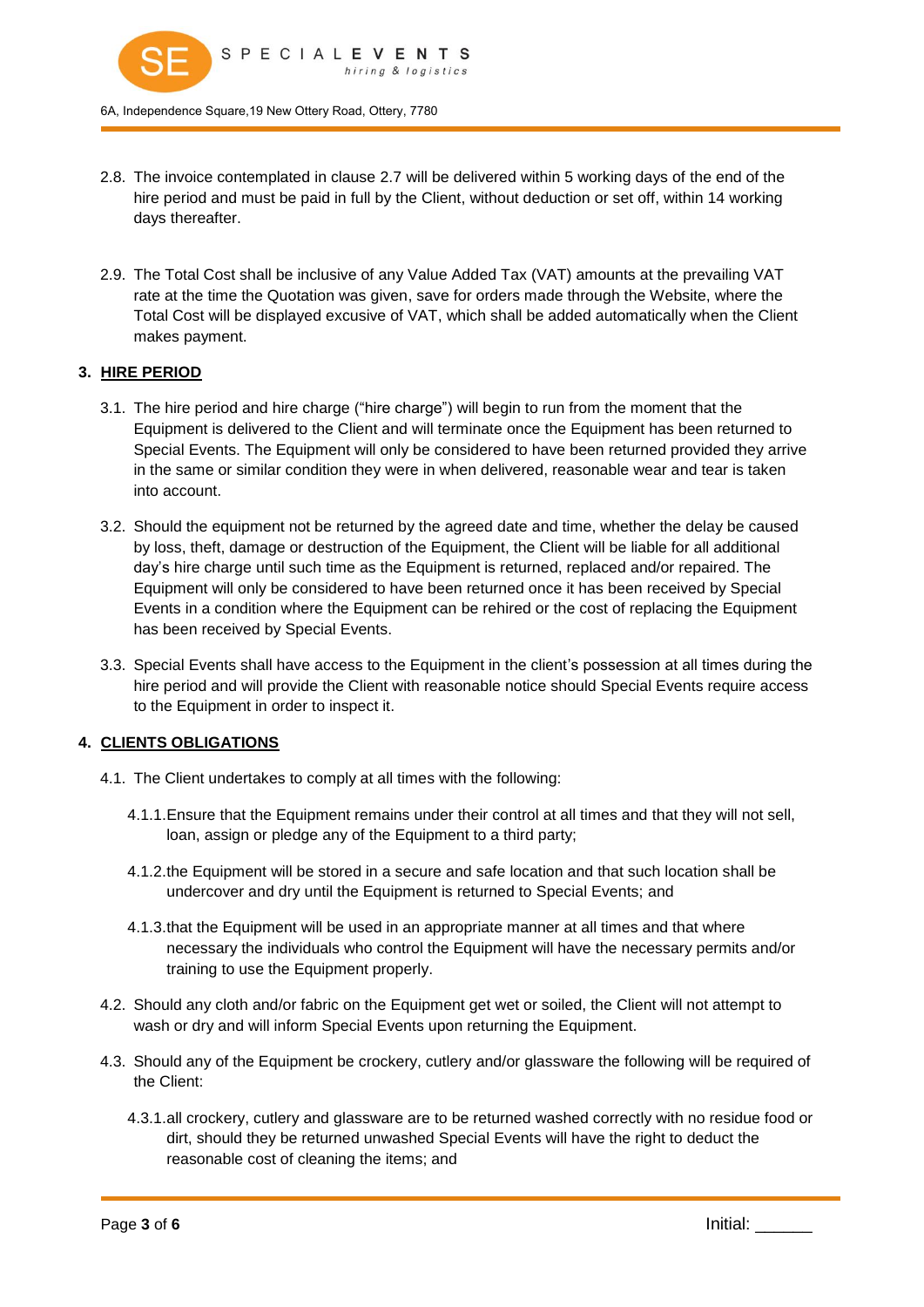2.8. The invoice contemplated in clause 2.7 will be delivered within 5 working days of the end of the hire period and must be paid in full by the Client, without deduction or set off, within 14 working days thereafter.

2.9. The Total Cost shall be inclusive of any Value Added Tax (VAT) amounts at the prevailing VAT rate at the time the Quotation was given, save for orders made through the Website, where the Total Cost will be displayed excusive of VAT, which shall be added automatically when the Client makes payment.

**3. HIRE PERIOD**

3.1. The hire period and hire charge ("hire charge") will begin to run from the moment that the Equipment is delivered to the Client and will terminate once the Equipment has been returned to Special Events. The Equipment will only be considered to have been returned provided they arrive in the same or similar condition they were in when delivered, reasonable wear and tear is taken into account.

3.2. Should the equipment not be returned by the agreed date and time, whether the delay be caused by loss, theft, damage or destruction of the Equipment, the Client will be liable for all additional day's hire charge until such time as the Equipment is returned, replaced and/or repaired. The Equipment will only be considered to have been returned once it has been received by Special Events in a condition where the Equipment can be rehired or the cost of replacing the Equipment has been received by Special Events.

3.3. Special Events shall have access to the Equipment in the client's possession at all times during the hire period and will provide the Client with reasonable notice should Special Events require access to the Equipment in order to inspect it.

**4. CLIENTS OBLIGATIONS**

4.1. The Client undertakes to comply at all times with the following:

4.1.1. Ensure that the Equipment remains under their control at all times and that they will not sell, loan, assign or pledge any of the Equipment to a third party;

4.1.2. the Equipment will be stored in a secure and safe location and that such location shall be undercover and dry until the Equipment is returned to Special Events; and

4.1.3. that the Equipment will be used in an appropriate manner at all times and that where necessary the individuals who control the Equipment will have the necessary permits and/or training to use the Equipment properly.

4.2. Should any cloth and/or fabric on the Equipment get wet or soiled, the Client will not attempt to wash or dry and will inform Special Events upon returning the Equipment.

4.3. Should any of the Equipment be crockery, cutlery and/or glassware the following will be required of the Client:

4.3.1. all crockery, cutlery and glassware are to be returned washed correctly with no residue food or dirt, should they be returned unwashed Special Events will have the right to deduct the reasonable cost of cleaning the items; and

Initial: ______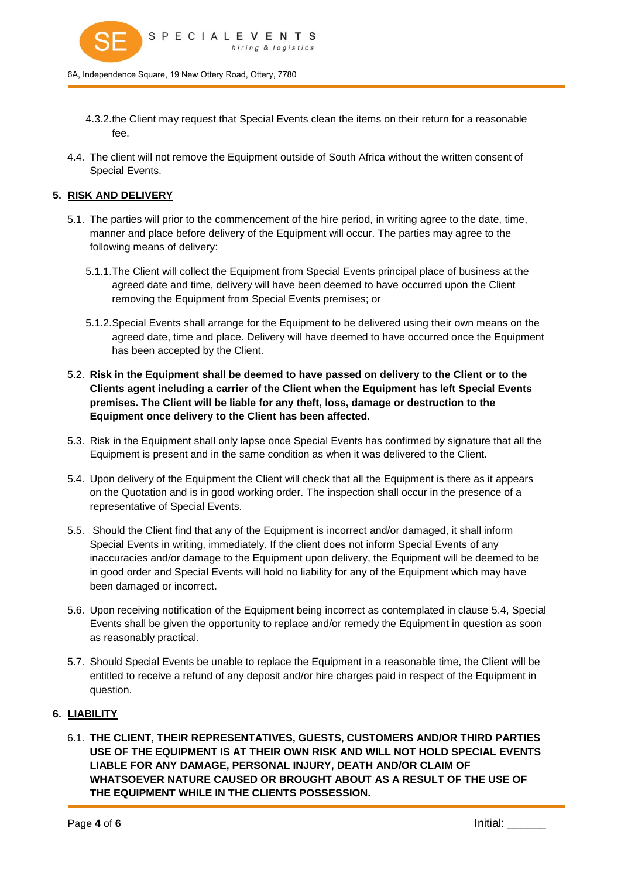4.3.2. the Client may request that Special Events clean the items on their return for a reasonable fee.

4.4. The client will not remove the Equipment outside of South Africa without the written consent of Special Events.

## 5. RISK AND DELIVERY

5.1. The parties will prior to the commencement of the hire period, in writing agree to the date, time, manner and place before delivery of the Equipment will occur. The parties may agree to the following means of delivery:

5.1.1. The Client will collect the Equipment from Special Events principal place of business at the agreed date and time, delivery will have been deemed to have occurred upon the Client removing the Equipment from Special Events premises; or

5.1.2. Special Events shall arrange for the Equipment to be delivered using their own means on the agreed date, time and place. Delivery will have deemed to have occurred once the Equipment has been accepted by the Client.

5.2. **Risk in the Equipment shall be deemed to have passed on delivery to the Client or to the Clients agent including a carrier of the Client when the Equipment has left Special Events premises. The Client will be liable for any theft, loss, damage or destruction to the Equipment once delivery to the Client has been affected.**

5.3. Risk in the Equipment shall only lapse once Special Events has confirmed by signature that all the Equipment is present and in the same condition as when it was delivered to the Client.

5.4. Upon delivery of the Equipment the Client will check that all the Equipment is there as it appears on the Quotation and is in good working order. The inspection shall occur in the presence of a representative of Special Events.

5.5. Should the Client find that any of the Equipment is incorrect and/or damaged, it shall inform Special Events in writing, immediately. If the client does not inform Special Events of any inaccuracies and/or damage to the Equipment upon delivery, the Equipment will be deemed to be in good order and Special Events will hold no liability for any of the Equipment which may have been damaged or incorrect.

5.6. Upon receiving notification of the Equipment being incorrect as contemplated in clause 5.4, Special Events shall be given the opportunity to replace and/or remedy the Equipment in question as soon as reasonably practical.

5.7. Should Special Events be unable to replace the Equipment in a reasonable time, the Client will be entitled to receive a refund of any deposit and/or hire charges paid in respect of the Equipment in question.

## 6. LIABILITY

6.1. **THE CLIENT, THEIR REPRESENTATIVES, GUESTS, CUSTOMERS AND/OR THIRD PARTIES USE OF THE EQUIPMENT IS AT THEIR OWN RISK AND WILL NOT HOLD SPECIAL EVENTS LIABLE FOR ANY DAMAGE, PERSONAL INJURY, DEATH AND/OR CLAIM OF WHATSOEVER NATURE CAUSED OR BROUGHT ABOUT AS A RESULT OF THE USE OF THE EQUIPMENT WHILE IN THE CLIENTS POSSESSION.**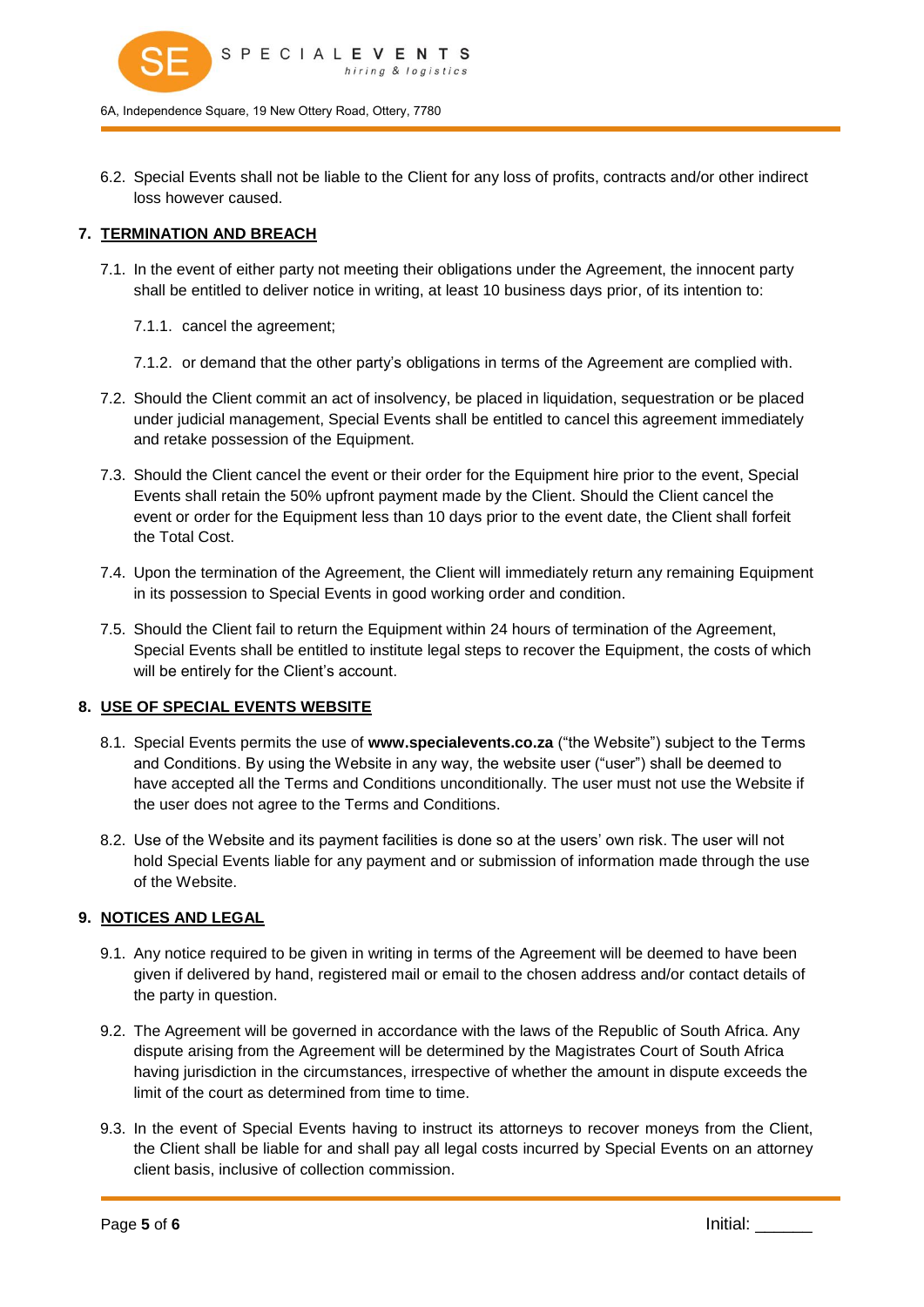6.2. Special Events shall not be liable to the Client for any loss of profits, contracts and/or other indirect loss however caused.

## 7. TERMINATION AND BREACH

7.1. In the event of either party not meeting their obligations under the Agreement, the innocent party shall be entitled to deliver notice in writing, at least 10 business days prior, of its intention to:

7.1.1. cancel the agreement;

7.1.2. or demand that the other party's obligations in terms of the Agreement are complied with.

7.2. Should the Client commit an act of insolvency, be placed in liquidation, sequestration or be placed under judicial management, Special Events shall be entitled to cancel this agreement immediately and retake possession of the Equipment.

7.3. Should the Client cancel the event or their order for the Equipment hire prior to the event, Special Events shall retain the 50% upfront payment made by the Client. Should the Client cancel the event or order for the Equipment less than 10 days prior to the event date, the Client shall forfeit the Total Cost.

7.4. Upon the termination of the Agreement, the Client will immediately return any remaining Equipment in its possession to Special Events in good working order and condition.

7.5. Should the Client fail to return the Equipment within 24 hours of termination of the Agreement, Special Events shall be entitled to institute legal steps to recover the Equipment, the costs of which will be entirely for the Client's account.

## 8. USE OF SPECIAL EVENTS WEBSITE

8.1. Special Events permits the use of **www.specialevents.co.za** ("the Website") subject to the Terms and Conditions. By using the Website in any way, the website user ("user") shall be deemed to have accepted all the Terms and Conditions unconditionally. The user must not use the Website if the user does not agree to the Terms and Conditions.

8.2. Use of the Website and its payment facilities is done so at the users' own risk. The user will not hold Special Events liable for any payment and or submission of information made through the use of the Website.

## 9. NOTICES AND LEGAL

9.1. Any notice required to be given in writing in terms of the Agreement will be deemed to have been given if delivered by hand, registered mail or email to the chosen address and/or contact details of the party in question.

9.2. The Agreement will be governed in accordance with the laws of the Republic of South Africa. Any dispute arising from the Agreement will be determined by the Magistrates Court of South Africa having jurisdiction in the circumstances, irrespective of whether the amount in dispute exceeds the limit of the court as determined from time to time.

9.3. In the event of Special Events having to instruct its attorneys to recover moneys from the Client, the Client shall be liable for and shall pay all legal costs incurred by Special Events on an attorney client basis, inclusive of collection commission.

Initial: ______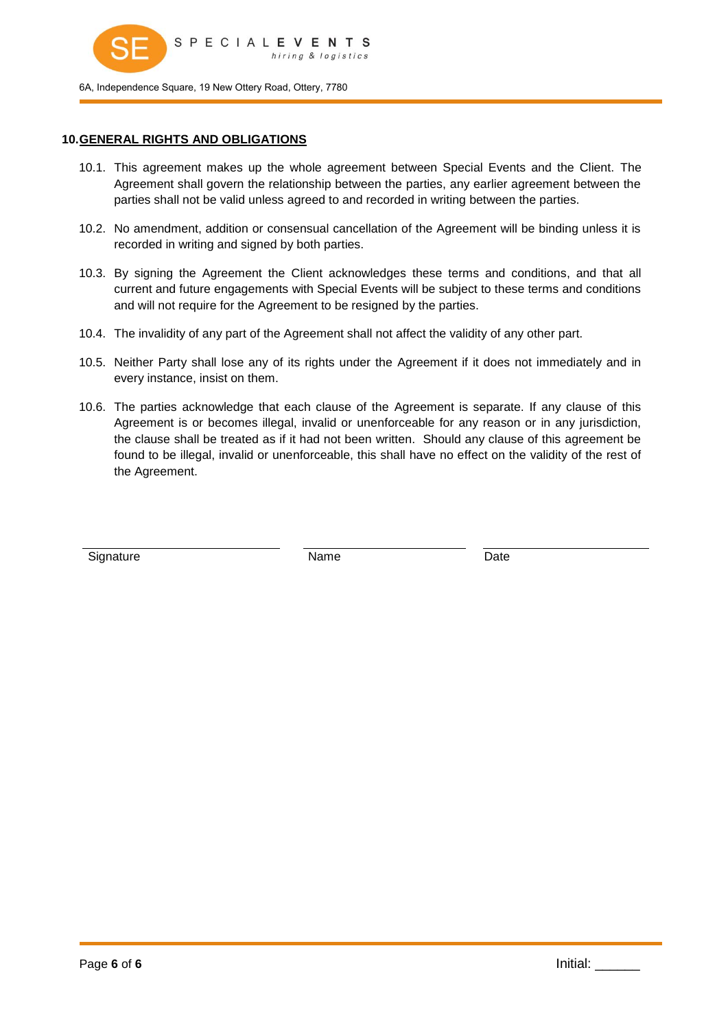## 10. GENERAL RIGHTS AND OBLIGATIONS

10.1. This agreement makes up the whole agreement between Special Events and the Client. The Agreement shall govern the relationship between the parties, any earlier agreement between the parties shall not be valid unless agreed to and recorded in writing between the parties.

10.2. No amendment, addition or consensual cancellation of the Agreement will be binding unless it is recorded in writing and signed by both parties.

10.3. By signing the Agreement the Client acknowledges these terms and conditions, and that all current and future engagements with Special Events will be subject to these terms and conditions and will not require for the Agreement to be resigned by the parties.

10.4. The invalidity of any part of the Agreement shall not affect the validity of any other part.

10.5. Neither Party shall lose any of its rights under the Agreement if it does not immediately and in every instance, insist on them.

10.6. The parties acknowledge that each clause of the Agreement is separate. If any clause of this Agreement is or becomes illegal, invalid or unenforceable for any reason or in any jurisdiction, the clause shall be treated as if it had not been written. Should any clause of this agreement be found to be illegal, invalid or unenforceable, this shall have no effect on the validity of the rest of the Agreement.

| | | |
|---|---|---|
| ______________________ | ______________________ | ______________________ |
| Signature | Name | Date |

Initial: ______